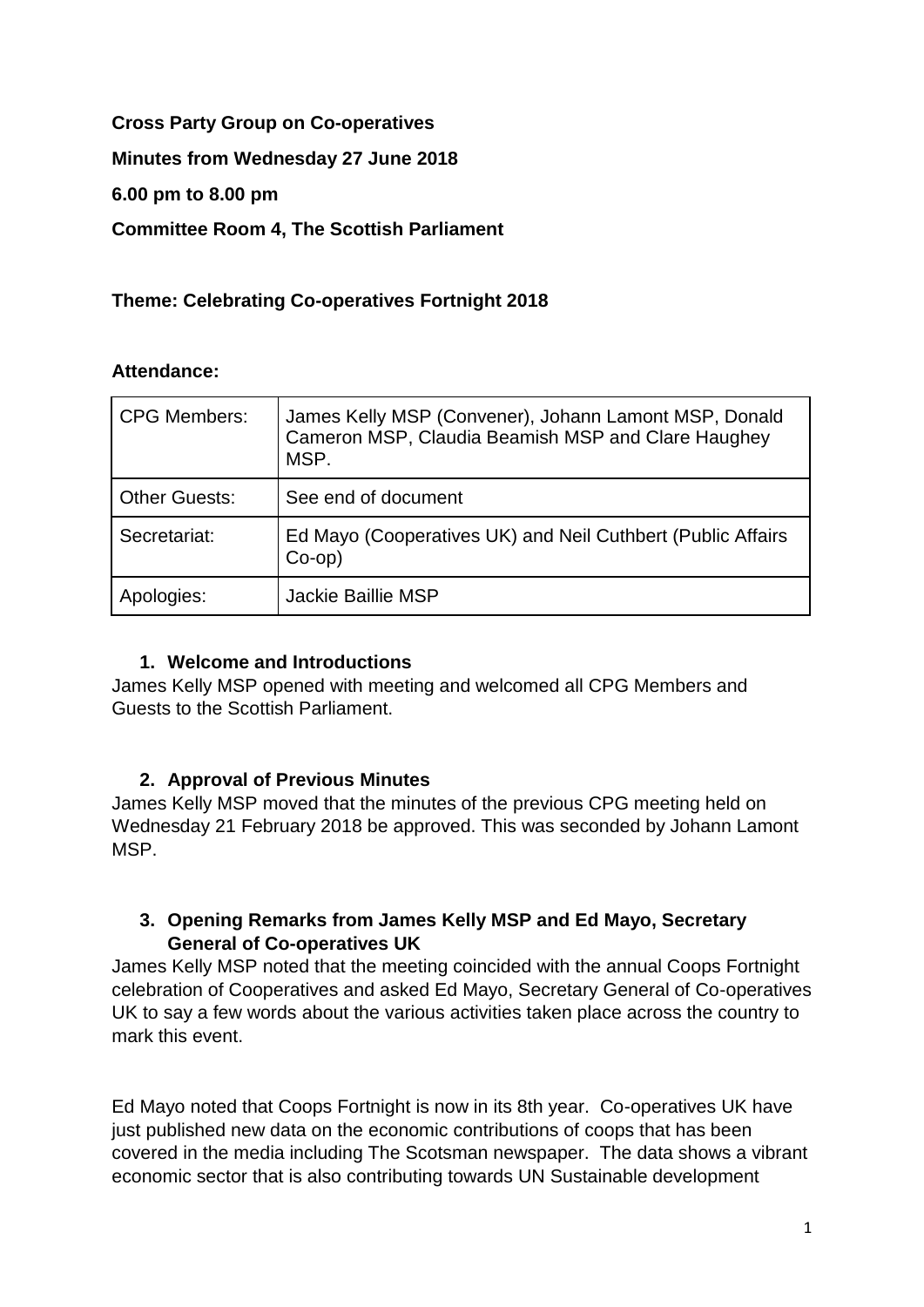**Cross Party Group on Co-operatives**

**Minutes from Wednesday 27 June 2018**

**6.00 pm to 8.00 pm**

**Committee Room 4, The Scottish Parliament**

**Theme: Celebrating Co-operatives Fortnight 2018**

**Attendance:**

| | |
|---|---|
| CPG Members: | James Kelly MSP (Convener), Johann Lamont MSP, Donald Cameron MSP, Claudia Beamish MSP and Clare Haughey MSP. |
| Other Guests: | See end of document |
| Secretariat: | Ed Mayo (Cooperatives UK) and Neil Cuthbert (Public Affairs Co-op) |
| Apologies: | Jackie Baillie MSP |

1. **Welcome and Introductions**

James Kelly MSP opened with meeting and welcomed all CPG Members and Guests to the Scottish Parliament.

2. **Approval of Previous Minutes**

James Kelly MSP moved that the minutes of the previous CPG meeting held on Wednesday 21 February 2018 be approved. This was seconded by Johann Lamont MSP.

3. **Opening Remarks from James Kelly MSP and Ed Mayo, Secretary General of Co-operatives UK**

James Kelly MSP noted that the meeting coincided with the annual Coops Fortnight celebration of Cooperatives and asked Ed Mayo, Secretary General of Co-operatives UK to say a few words about the various activities taken place across the country to mark this event.

Ed Mayo noted that Coops Fortnight is now in its 8th year. Co-operatives UK have just published new data on the economic contributions of coops that has been covered in the media including The Scotsman newspaper. The data shows a vibrant economic sector that is also contributing towards UN Sustainable development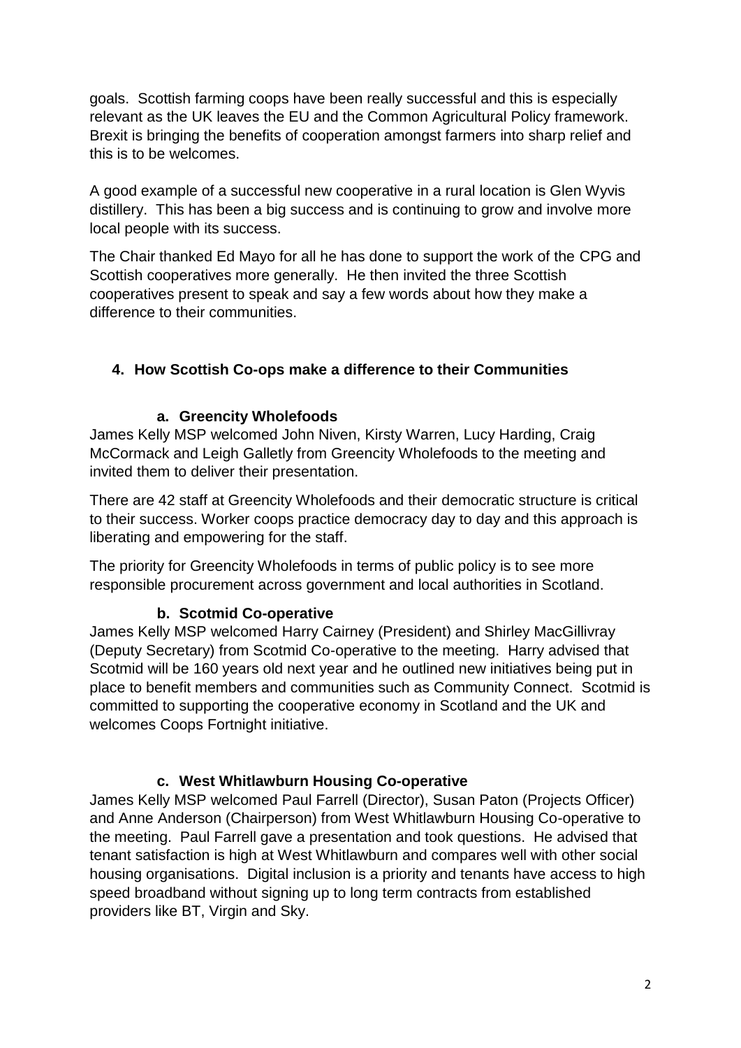goals. Scottish farming coops have been really successful and this is especially relevant as the UK leaves the EU and the Common Agricultural Policy framework. Brexit is bringing the benefits of cooperation amongst farmers into sharp relief and this is to be welcomes.

A good example of a successful new cooperative in a rural location is Glen Wyvis distillery. This has been a big success and is continuing to grow and involve more local people with its success.

The Chair thanked Ed Mayo for all he has done to support the work of the CPG and Scottish cooperatives more generally. He then invited the three Scottish cooperatives present to speak and say a few words about how they make a difference to their communities.

## 4. How Scottish Co-ops make a difference to their Communities

### a. Greencity Wholefoods

James Kelly MSP welcomed John Niven, Kirsty Warren, Lucy Harding, Craig McCormack and Leigh Galletly from Greencity Wholefoods to the meeting and invited them to deliver their presentation.

There are 42 staff at Greencity Wholefoods and their democratic structure is critical to their success. Worker coops practice democracy day to day and this approach is liberating and empowering for the staff.

The priority for Greencity Wholefoods in terms of public policy is to see more responsible procurement across government and local authorities in Scotland.

### b. Scotmid Co-operative

James Kelly MSP welcomed Harry Cairney (President) and Shirley MacGillivray (Deputy Secretary) from Scotmid Co-operative to the meeting. Harry advised that Scotmid will be 160 years old next year and he outlined new initiatives being put in place to benefit members and communities such as Community Connect. Scotmid is committed to supporting the cooperative economy in Scotland and the UK and welcomes Coops Fortnight initiative.

### c. West Whitlawburn Housing Co-operative

James Kelly MSP welcomed Paul Farrell (Director), Susan Paton (Projects Officer) and Anne Anderson (Chairperson) from West Whitlawburn Housing Co-operative to the meeting. Paul Farrell gave a presentation and took questions. He advised that tenant satisfaction is high at West Whitlawburn and compares well with other social housing organisations. Digital inclusion is a priority and tenants have access to high speed broadband without signing up to long term contracts from established providers like BT, Virgin and Sky.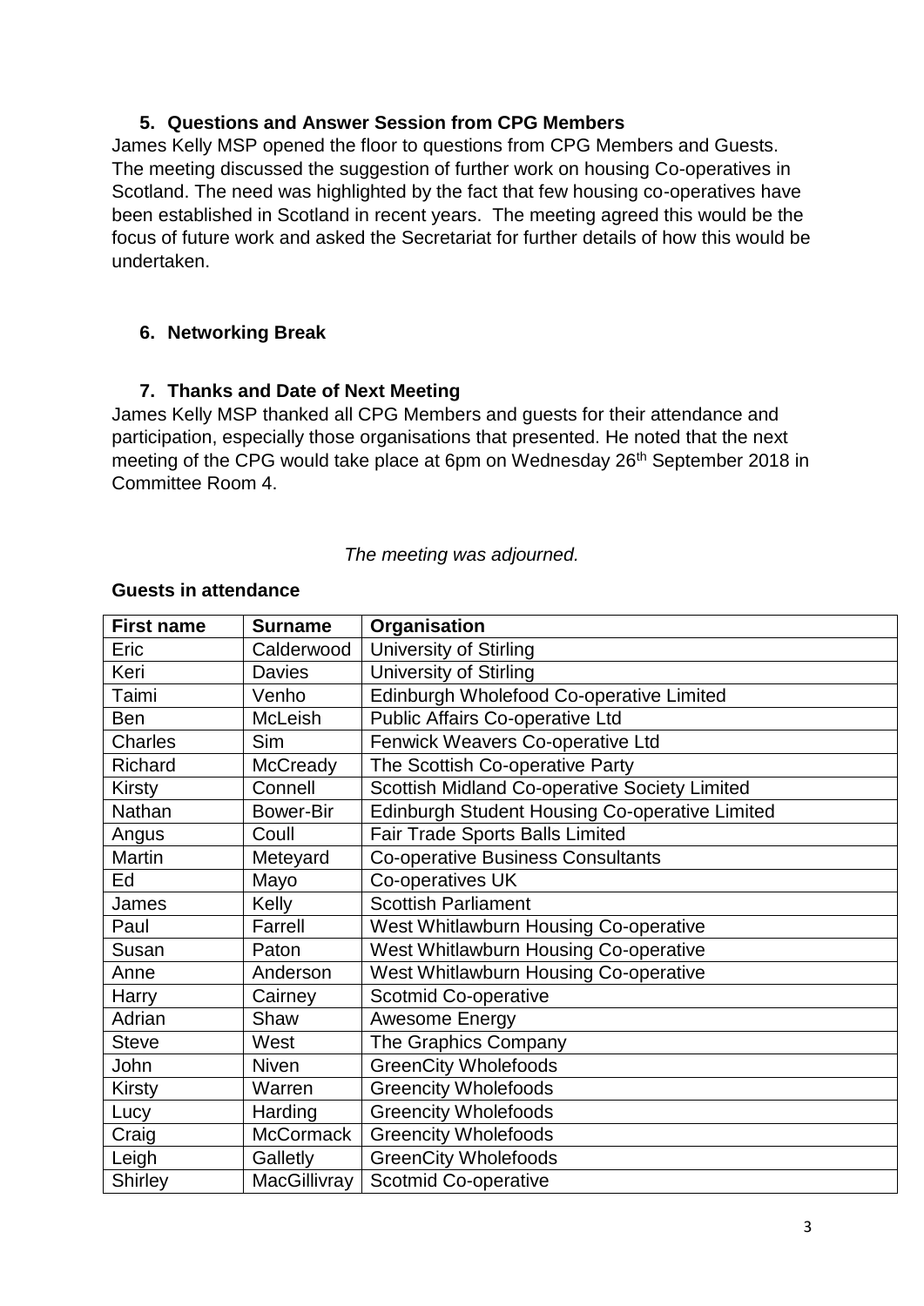### 5. Questions and Answer Session from CPG Members

James Kelly MSP opened the floor to questions from CPG Members and Guests. The meeting discussed the suggestion of further work on housing Co-operatives in Scotland. The need was highlighted by the fact that few housing co-operatives have been established in Scotland in recent years. The meeting agreed this would be the focus of future work and asked the Secretariat for further details of how this would be undertaken.

### 6. Networking Break

### 7. Thanks and Date of Next Meeting

James Kelly MSP thanked all CPG Members and guests for their attendance and participation, especially those organisations that presented. He noted that the next meeting of the CPG would take place at 6pm on Wednesday 26th September 2018 in Committee Room 4.

*The meeting was adjourned.*

**Guests in attendance**

| First name | Surname | Organisation |
|---|---|---|
| Eric | Calderwood | University of Stirling |
| Keri | Davies | University of Stirling |
| Taimi | Venho | Edinburgh Wholefood Co-operative Limited |
| Ben | McLeish | Public Affairs Co-operative Ltd |
| Charles | Sim | Fenwick Weavers Co-operative Ltd |
| Richard | McCready | The Scottish Co-operative Party |
| Kirsty | Connell | Scottish Midland Co-operative Society Limited |
| Nathan | Bower-Bir | Edinburgh Student Housing Co-operative Limited |
| Angus | Coull | Fair Trade Sports Balls Limited |
| Martin | Meteyard | Co-operative Business Consultants |
| Ed | Mayo | Co-operatives UK |
| James | Kelly | Scottish Parliament |
| Paul | Farrell | West Whitlawburn Housing Co-operative |
| Susan | Paton | West Whitlawburn Housing Co-operative |
| Anne | Anderson | West Whitlawburn Housing Co-operative |
| Harry | Cairney | Scotmid Co-operative |
| Adrian | Shaw | Awesome Energy |
| Steve | West | The Graphics Company |
| John | Niven | GreenCity Wholefoods |
| Kirsty | Warren | Greencity Wholefoods |
| Lucy | Harding | Greencity Wholefoods |
| Craig | McCormack | Greencity Wholefoods |
| Leigh | Galletly | GreenCity Wholefoods |
| Shirley | MacGillivray | Scotmid Co-operative |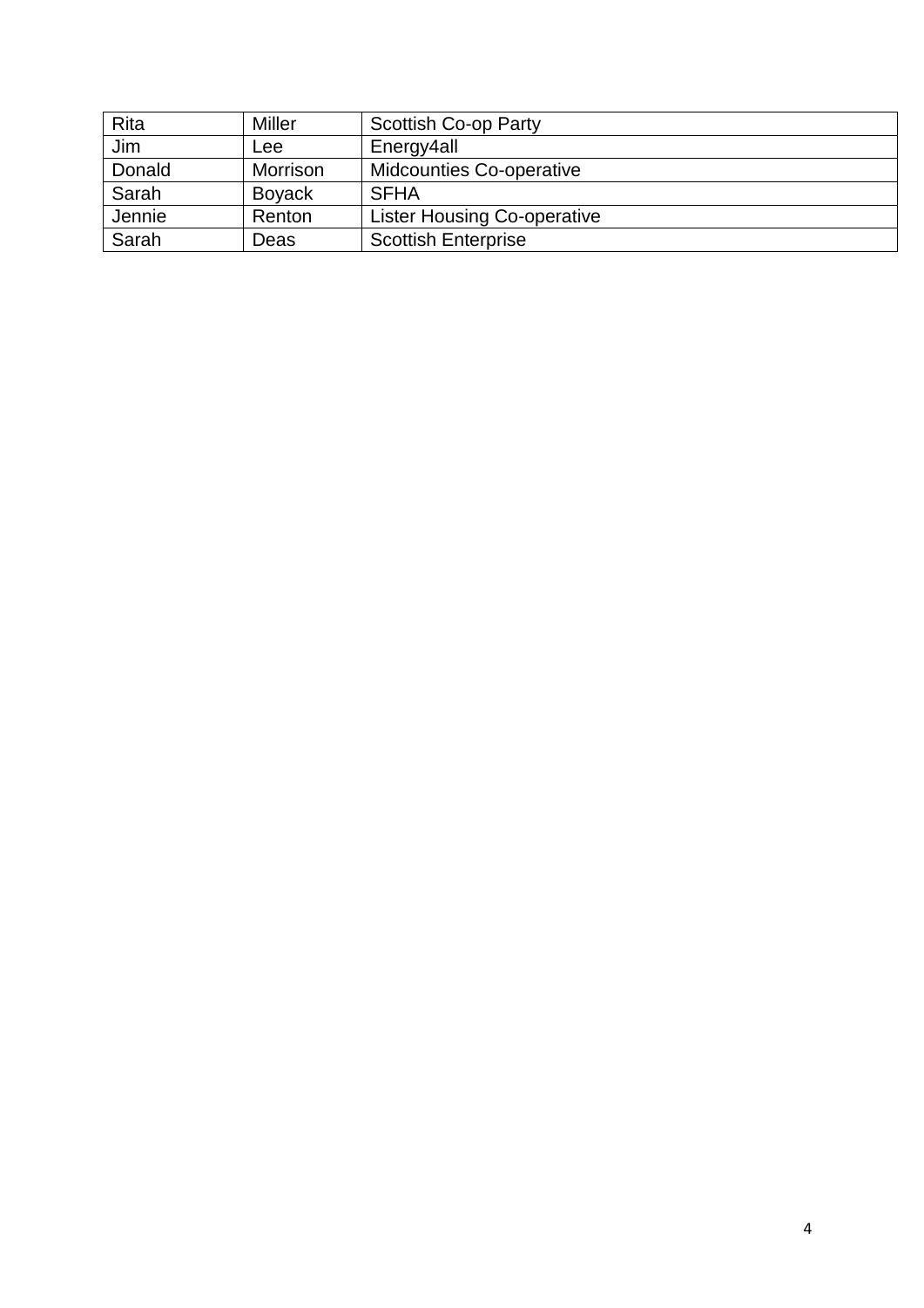| | | |
|---|---|---|
| Rita | Miller | Scottish Co-op Party |
| Jim | Lee | Energy4all |
| Donald | Morrison | Midcounties Co-operative |
| Sarah | Boyack | SFHA |
| Jennie | Renton | Lister Housing Co-operative |
| Sarah | Deas | Scottish Enterprise |